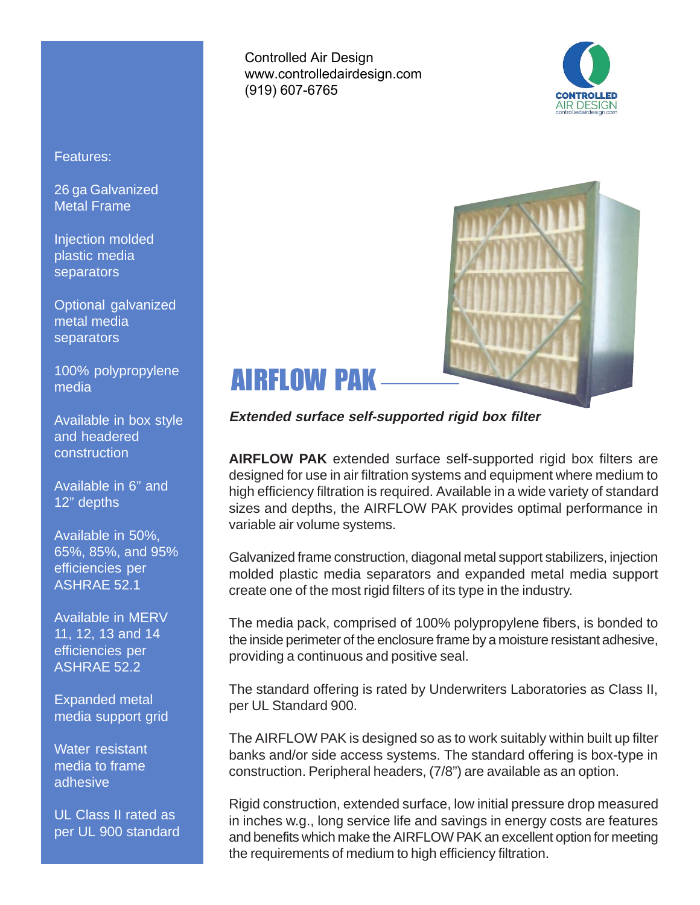Controlled Air Design
www.controlledairdesign.com
(919) 607-6765

CONTROLLED AIR DESIGN
controlledairdesign.com

# AIRFLOW PAK

***Extended surface self-supported rigid box filter***

**AIRFLOW PAK** extended surface self-supported rigid box filters are designed for use in air filtration systems and equipment where medium to high efficiency filtration is required. Available in a wide variety of standard sizes and depths, the AIRFLOW PAK provides optimal performance in variable air volume systems.

Galvanized frame construction, diagonal metal support stabilizers, injection molded plastic media separators and expanded metal media support create one of the most rigid filters of its type in the industry.

The media pack, comprised of 100% polypropylene fibers, is bonded to the inside perimeter of the enclosure frame by a moisture resistant adhesive, providing a continuous and positive seal.

The standard offering is rated by Underwriters Laboratories as Class II, per UL Standard 900.

The AIRFLOW PAK is designed so as to work suitably within built up filter banks and/or side access systems. The standard offering is box-type in construction. Peripheral headers, (7/8") are available as an option.

Rigid construction, extended surface, low initial pressure drop measured in inches w.g., long service life and savings in energy costs are features and benefits which make the AIRFLOW PAK an excellent option for meeting the requirements of medium to high efficiency filtration.

## Features:

- 26 ga Galvanized Metal Frame
- Injection molded plastic media separators
- Optional galvanized metal media separators
- 100% polypropylene media
- Available in box style and headered construction
- Available in 6" and 12" depths
- Available in 50%, 65%, 85%, and 95% efficiencies per ASHRAE 52.1
- Available in MERV 11, 12, 13 and 14 efficiencies per ASHRAE 52.2
- Expanded metal media support grid
- Water resistant media to frame adhesive
- UL Class II rated as per UL 900 standard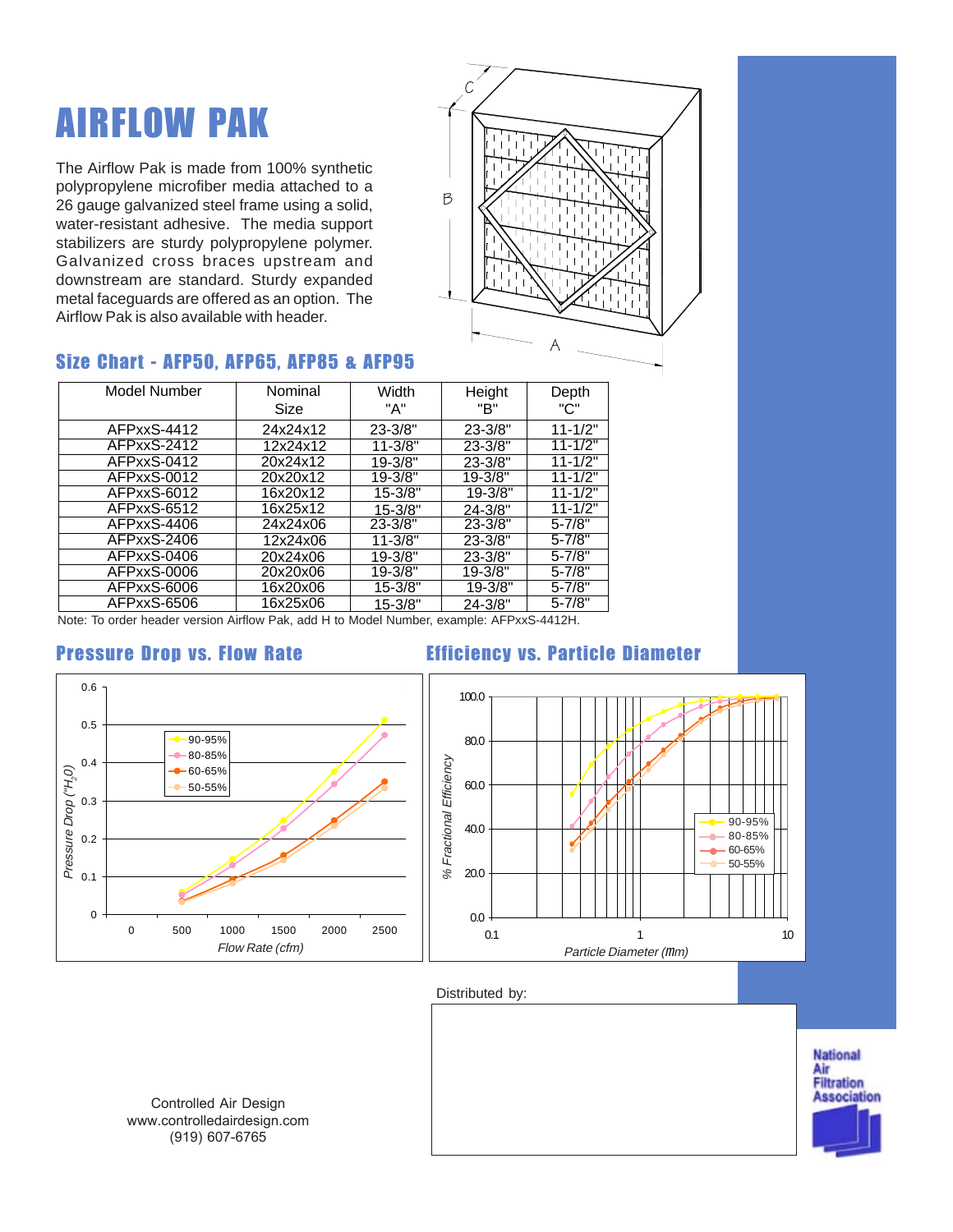# AIRFLOW PAK

The Airflow Pak is made from 100% synthetic polypropylene microfiber media attached to a 26 gauge galvanized steel frame using a solid, water-resistant adhesive. The media support stabilizers are sturdy polypropylene polymer. Galvanized cross braces upstream and downstream are standard. Sturdy expanded metal faceguards are offered as an option. The Airflow Pak is also available with header.

C

B

A

## Size Chart - AFP50, AFP65, AFP85 & AFP95

| Model Number | Nominal Size | Width "A" | Height "B" | Depth "C" |
|---|---|---|---|---|
| AFPxxS-4412 | 24x24x12 | 23-3/8" | 23-3/8" | 11-1/2" |
| AFPxxS-2412 | 12x24x12 | 11-3/8" | 23-3/8" | 11-1/2" |
| AFPxxS-0412 | 20x24x12 | 19-3/8" | 23-3/8" | 11-1/2" |
| AFPxxS-0012 | 20x20x12 | 19-3/8" | 19-3/8" | 11-1/2" |
| AFPxxS-6012 | 16x20x12 | 15-3/8" | 19-3/8" | 11-1/2" |
| AFPxxS-6512 | 16x25x12 | 15-3/8" | 24-3/8" | 11-1/2" |
| AFPxxS-4406 | 24x24x06 | 23-3/8" | 23-3/8" | 5-7/8" |
| AFPxxS-2406 | 12x24x06 | 11-3/8" | 23-3/8" | 5-7/8" |
| AFPxxS-0406 | 20x24x06 | 19-3/8" | 23-3/8" | 5-7/8" |
| AFPxxS-0006 | 20x20x06 | 19-3/8" | 19-3/8" | 5-7/8" |
| AFPxxS-6006 | 16x20x06 | 15-3/8" | 19-3/8" | 5-7/8" |
| AFPxxS-6506 | 16x25x06 | 15-3/8" | 24-3/8" | 5-7/8" |

Note: To order header version Airflow Pak, add H to Model Number, example: AFPxxS-4412H.

## Pressure Drop vs. Flow Rate

Pressure Drop ("$H_2O$)

0.6
0.5
0.4
0.3
0.2
0.1
0

0 500 1000 1500 2000 2500

Flow Rate (cfm)

90-95%
80-85%
60-65%
50-55%

## Efficiency vs. Particle Diameter

% Fractional Efficiency

100.0
80.0
60.0
40.0
20.0
0.0

0.1 1 10

Particle Diameter (µm)

90-95%
80-85%
60-65%
50-55%

Distributed by:

Controlled Air Design
www.controlledairdesign.com
(919) 607-6765

National Air Filtration Association